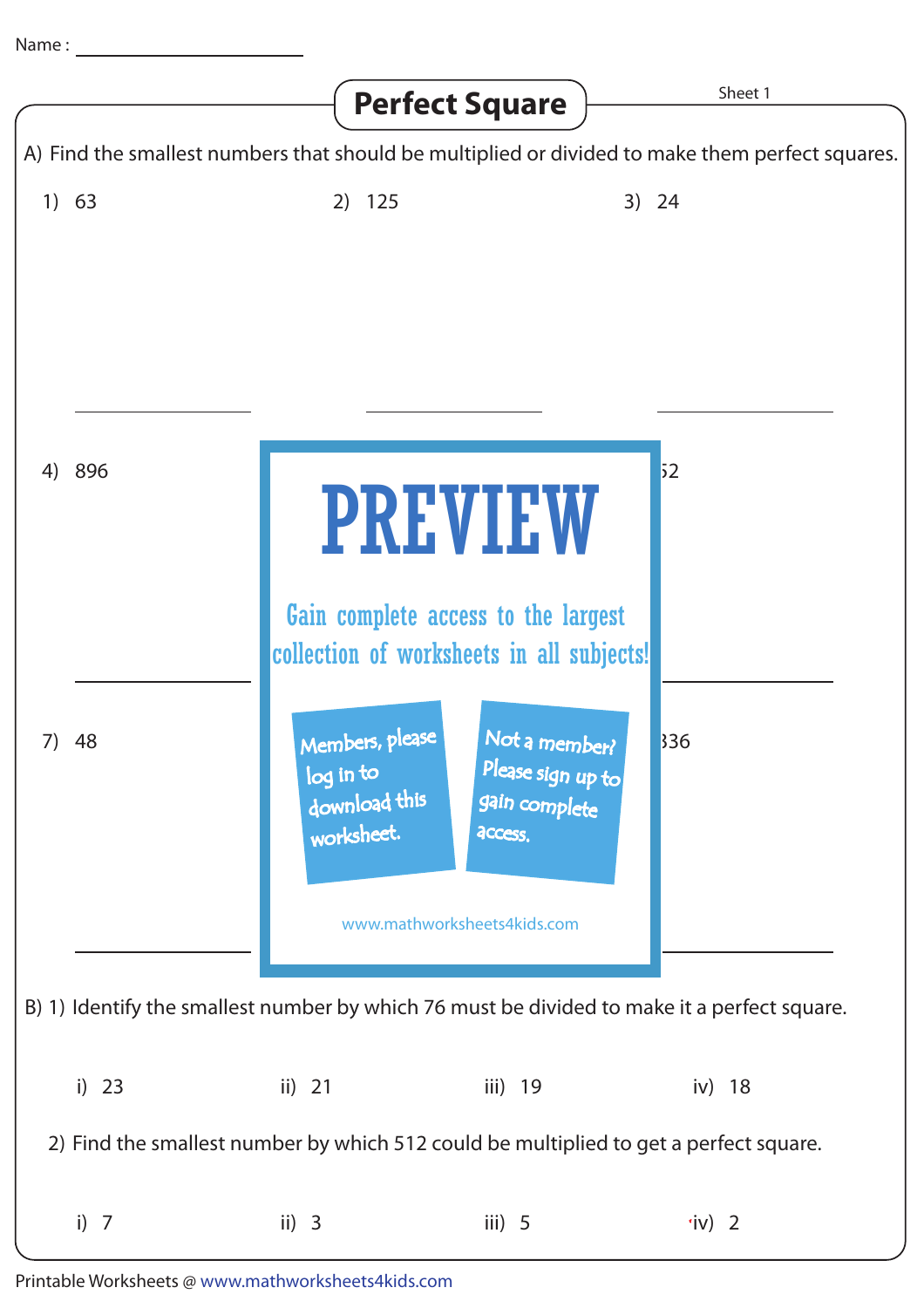Name :

# Perfect Square

Sheet 1

A) Find the smallest numbers that should be multiplied or divided to make them perfect squares.

1) 63

2) 125

3) 24

4) 896

PREVIEW

Gain complete access to the largest collection of worksheets in all subjects!

Members, please log in to download this worksheet.

Not a member? Please sign up to gain complete access.

www.mathworksheets4kids.com

...52

7) 48

...336

B) 1) Identify the smallest number by which 76 must be divided to make it a perfect square.

i) 23 &nbsp;&nbsp;&nbsp; ii) 21 &nbsp;&nbsp;&nbsp; iii) 19 &nbsp;&nbsp;&nbsp; iv) 18

2) Find the smallest number by which 512 could be multiplied to get a perfect square.

i) 7 &nbsp;&nbsp;&nbsp; ii) 3 &nbsp;&nbsp;&nbsp; iii) 5 &nbsp;&nbsp;&nbsp; iv) 2

Printable Worksheets @ www.mathworksheets4kids.com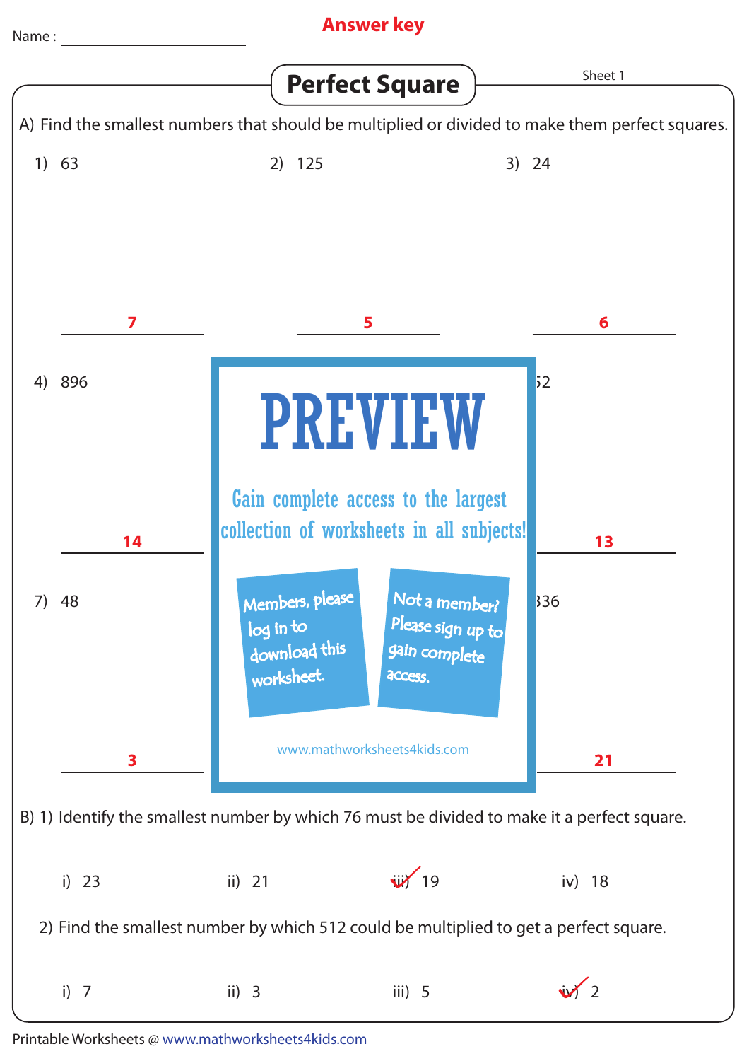Name : ____________

**Answer key**

# Perfect Square

Sheet 1

A) Find the smallest numbers that should be multiplied or divided to make them perfect squares.

1) 63

**7**

2) 125

**5**

3) 24

**6**

4) 896

**14**

…2

**13**

7) 48

**3**

…336

**21**

PREVIEW

Gain complete access to the largest collection of worksheets in all subjects!

Members, please log in to download this worksheet.

Not a member? Please sign up to gain complete access.

www.mathworksheets4kids.com

B) 1) Identify the smallest number by which 76 must be divided to make it a perfect square.

i) 23 ii) 21 iii) 19 ✓ iv) 18

2) Find the smallest number by which 512 could be multiplied to get a perfect square.

i) 7 ii) 3 iii) 5 iv) 2 ✓

Printable Worksheets @ www.mathworksheets4kids.com